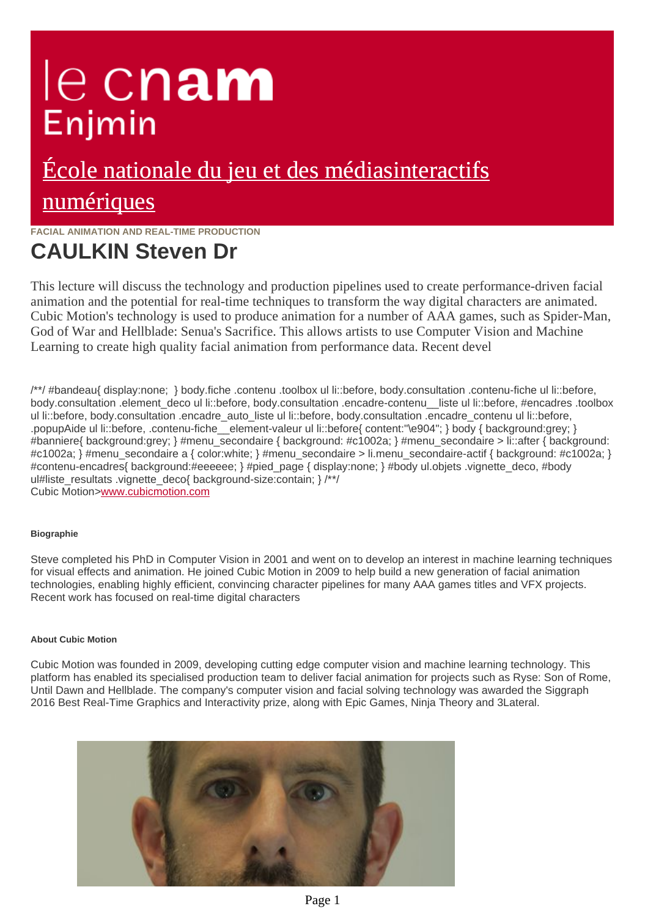# le cnam Enjmin

[École nationale du jeu et des médiasinteractifs numériques]

FACIAL ANIMATION AND REAL-TIME PRODUCTION

# CAULKIN Steven Dr

This lecture will discuss the technology and production pipelines used to create performance-driven facial animation and the potential for real-time techniques to transform the way digital characters are animated. Cubic Motion's technology is used to produce animation for a number of AAA games, such as Spider-Man, God of War and Hellblade: Senua's Sacrifice. This allows artists to use Computer Vision and Machine Learning to create high quality facial animation from performance data. Recent devel

/**/ #bandeau{ display:none;  } body.fiche .contenu .toolbox ul li::before, body.consultation .contenu-fiche ul li::before, body.consultation .element_deco ul li::before, body.consultation .encadre-contenu__liste ul li::before, #encadres .toolbox ul li::before, body.consultation .encadre_auto_liste ul li::before, body.consultation .encadre_contenu ul li::before, .popupAide ul li::before, .contenu-fiche__element-valeur ul li::before{ content:"\e904"; } body { background:grey; } #banniere{ background:grey; } #menu_secondaire { background: #c1002a; } #menu_secondaire > li::after { background: #c1002a; } #menu_secondaire a { color:white; } #menu_secondaire > li.menu_secondaire-actif { background: #c1002a; } #contenu-encadres{ background:#eeeeee; } #pied_page { display:none; } #body ul.objets .vignette_deco, #body ul#liste_resultats .vignette_deco{ background-size:contain; } /**/
Cubic Motion>[www.cubicmotion.com]

##### Biographie

Steve completed his PhD in Computer Vision in 2001 and went on to develop an interest in machine learning techniques for visual effects and animation. He joined Cubic Motion in 2009 to help build a new generation of facial animation technologies, enabling highly efficient, convincing character pipelines for many AAA games titles and VFX projects. Recent work has focused on real-time digital characters

##### About Cubic Motion

Cubic Motion was founded in 2009, developing cutting edge computer vision and machine learning technology. This platform has enabled its specialised production team to deliver facial animation for projects such as Ryse: Son of Rome, Until Dawn and Hellblade. The company's computer vision and facial solving technology was awarded the Siggraph 2016 Best Real-Time Graphics and Interactivity prize, along with Epic Games, Ninja Theory and 3Lateral.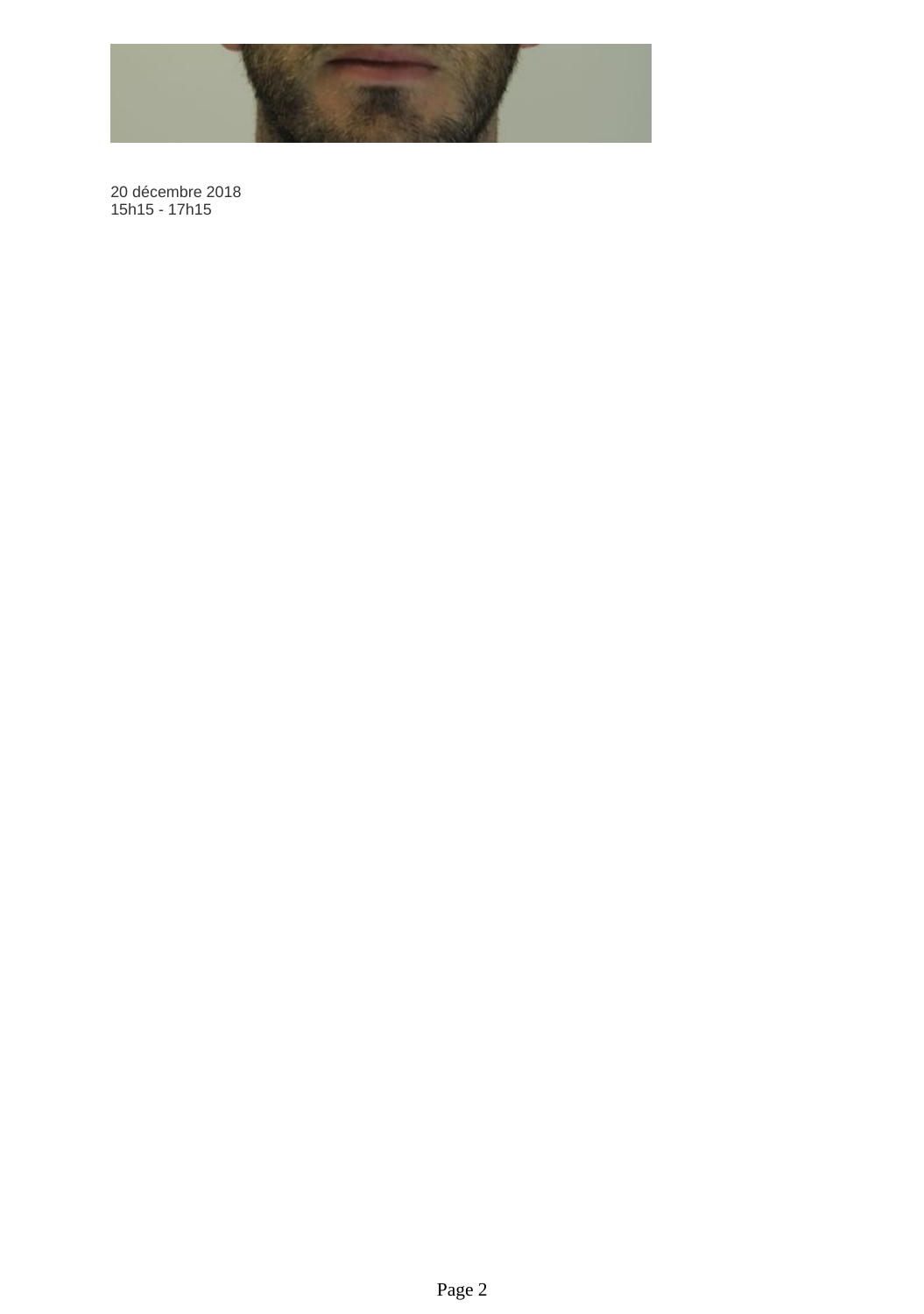20 décembre 2018
15h15 - 17h15